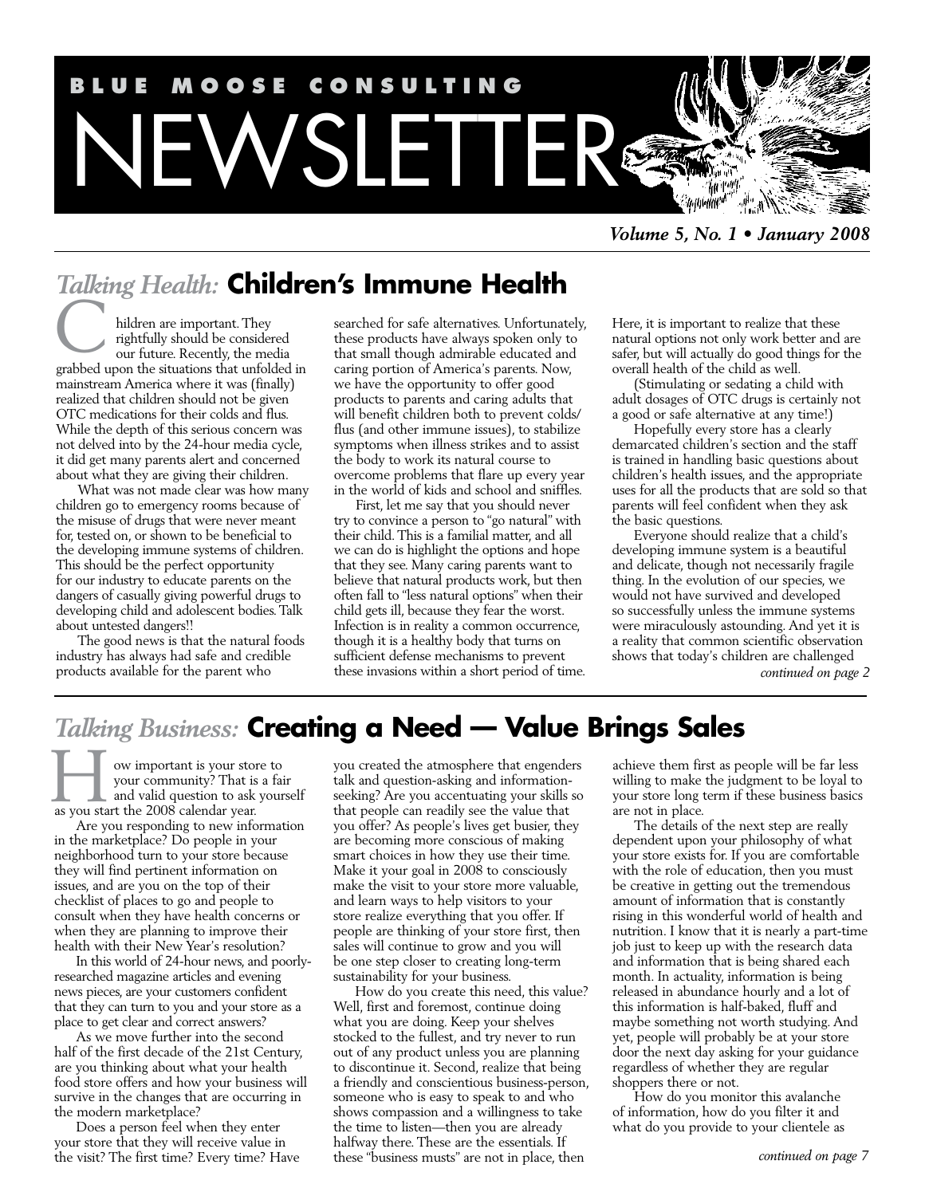# BLUE MOOSE CONSULTING NEWSLETTER

*Volume 5, No. 1 • January 2008*

## *Talking Health:* Children's Immune Health

Children are important. They rightfully should be considered our future. Recently, the media grabbed upon the situations that unfolded in mainstream America where it was (finally) realized that children should not be given OTC medications for their colds and flus. While the depth of this serious concern was not delved into by the 24-hour media cycle, it did get many parents alert and concerned about what they are giving their children.

What was not made clear was how many children go to emergency rooms because of the misuse of drugs that were never meant for, tested on, or shown to be beneficial to the developing immune systems of children. This should be the perfect opportunity for our industry to educate parents on the dangers of casually giving powerful drugs to developing child and adolescent bodies. Talk about untested dangers!!

The good news is that the natural foods industry has always had safe and credible products available for the parent who searched for safe alternatives. Unfortunately, these products have always spoken only to that small though admirable educated and caring portion of America's parents. Now, we have the opportunity to offer good products to parents and caring adults that will benefit children both to prevent colds/flus (and other immune issues), to stabilize symptoms when illness strikes and to assist the body to work its natural course to overcome problems that flare up every year in the world of kids and school and sniffles.

First, let me say that you should never try to convince a person to "go natural" with their child. This is a familial matter, and all we can do is highlight the options and hope that they see. Many caring parents want to believe that natural products work, but then often fall to "less natural options" when their child gets ill, because they fear the worst. Infection is in reality a common occurrence, though it is a healthy body that turns on sufficient defense mechanisms to prevent these invasions within a short period of time. Here, it is important to realize that these natural options not only work better and are safer, but will actually do good things for the overall health of the child as well.

(Stimulating or sedating a child with adult dosages of OTC drugs is certainly not a good or safe alternative at any time!)

Hopefully every store has a clearly demarcated children's section and the staff is trained in handling basic questions about children's health issues, and the appropriate uses for all the products that are sold so that parents will feel confident when they ask the basic questions.

Everyone should realize that a child's developing immune system is a beautiful and delicate, though not necessarily fragile thing. In the evolution of our species, we would not have survived and developed so successfully unless the immune systems were miraculously astounding. And yet it is a reality that common scientific observation shows that today's children are challenged

*continued on page 2*

## *Talking Business:* Creating a Need — Value Brings Sales

How important is your store to your community? That is a fair and valid question to ask yourself as you start the 2008 calendar year.

Are you responding to new information in the marketplace? Do people in your neighborhood turn to your store because they will find pertinent information on issues, and are you on the top of their checklist of places to go and people to consult when they have health concerns or when they are planning to improve their health with their New Year's resolution?

In this world of 24-hour news, and poorly-researched magazine articles and evening news pieces, are your customers confident that they can turn to you and your store as a place to get clear and correct answers?

As we move further into the second half of the first decade of the 21st Century, are you thinking about what your health food store offers and how your business will survive in the changes that are occurring in the modern marketplace?

Does a person feel when they enter your store that they will receive value in the visit? The first time? Every time? Have you created the atmosphere that engenders talk and question-asking and information-seeking? Are you accentuating your skills so that people can readily see the value that you offer? As people's lives get busier, they are becoming more conscious of making smart choices in how they use their time. Make it your goal in 2008 to consciously make the visit to your store more valuable, and learn ways to help visitors to your store realize everything that you offer. If people are thinking of your store first, then sales will continue to grow and you will be one step closer to creating long-term sustainability for your business.

How do you create this need, this value? Well, first and foremost, continue doing what you are doing. Keep your shelves stocked to the fullest, and try never to run out of any product unless you are planning to discontinue it. Second, realize that being a friendly and conscientious business-person, someone who is easy to speak to and who shows compassion and a willingness to take the time to listen—then you are already halfway there. These are the essentials. If these "business musts" are not in place, then achieve them first as people will be far less willing to make the judgment to be loyal to your store long term if these business basics are not in place.

The details of the next step are really dependent upon your philosophy of what your store exists for. If you are comfortable with the role of education, then you must be creative in getting out the tremendous amount of information that is constantly rising in this wonderful world of health and nutrition. I know that it is nearly a part-time job just to keep up with the research data and information that is being shared each month. In actuality, information is being released in abundance hourly and a lot of this information is half-baked, fluff and maybe something not worth studying. And yet, people will probably be at your store door the next day asking for your guidance regardless of whether they are regular shoppers there or not.

How do you monitor this avalanche of information, how do you filter it and what do you provide to your clientele as

*continued on page 7*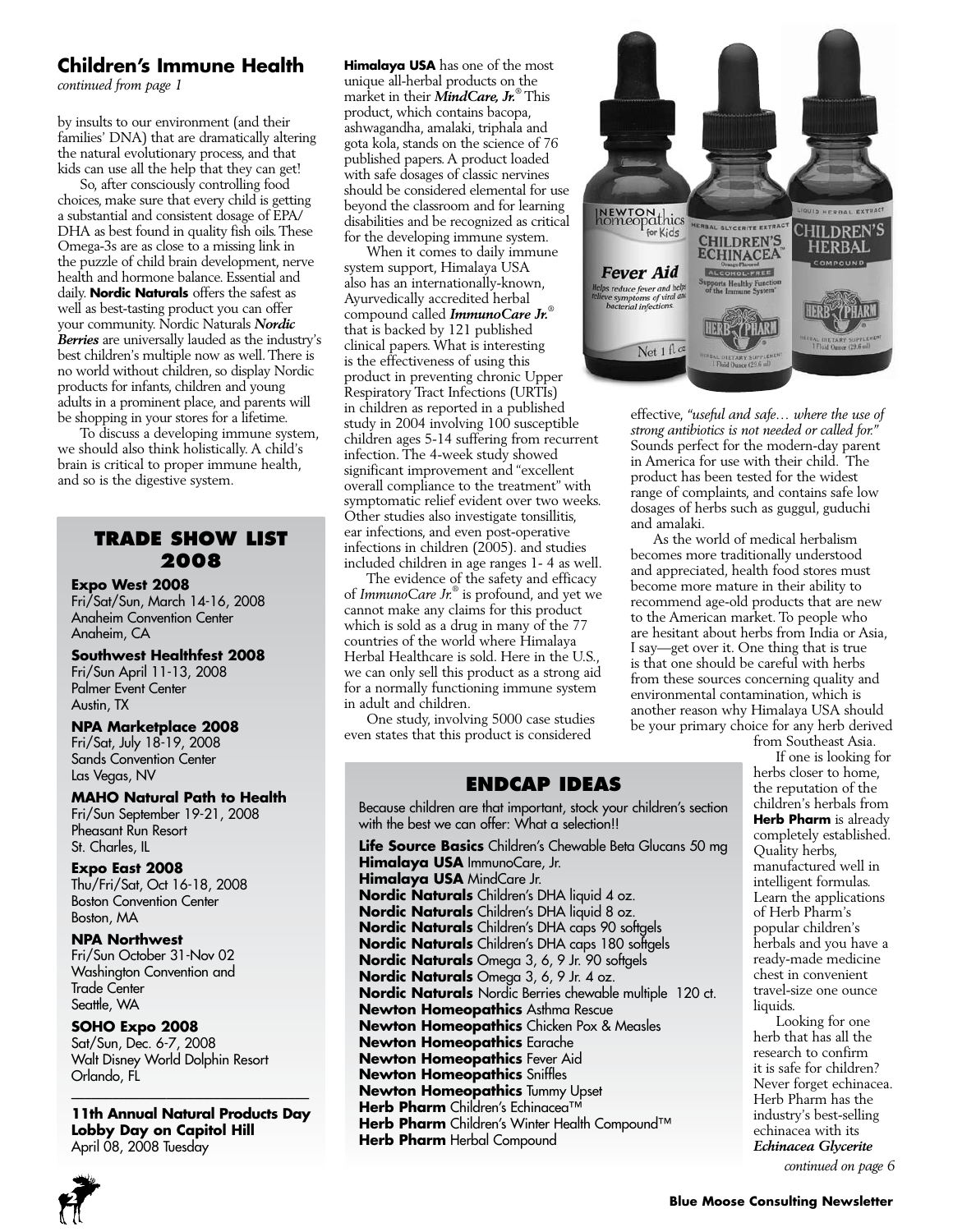## Children's Immune Health

*continued from page 1*

by insults to our environment (and their families' DNA) that are dramatically altering the natural evolutionary process, and that kids can use all the help that they can get!

So, after consciously controlling food choices, make sure that every child is getting a substantial and consistent dosage of EPA/DHA as best found in quality fish oils. These Omega-3s are as close to a missing link in the puzzle of child brain development, nerve health and hormone balance. Essential and daily. **Nordic Naturals** offers the safest as well as best-tasting product you can offer your community. Nordic Naturals ***Nordic Berries*** are universally lauded as the industry's best children's multiple now as well. There is no world without children, so display Nordic products for infants, children and young adults in a prominent place, and parents will be shopping in your stores for a lifetime.

To discuss a developing immune system, we should also think holistically. A child's brain is critical to proper immune health, and so is the digestive system.

**Himalaya USA** has one of the most unique all-herbal products on the market in their ***MindCare, Jr.***® This product, which contains bacopa, ashwagandha, amalaki, triphala and gota kola, stands on the science of 76 published papers. A product loaded with safe dosages of classic nervines should be considered elemental for use beyond the classroom and for learning disabilities and be recognized as critical for the developing immune system.

When it comes to daily immune system support, Himalaya USA also has an internationally-known, Ayurvedically accredited herbal compound called ***ImmunoCare Jr.***® that is backed by 121 published clinical papers. What is interesting is the effectiveness of using this product in preventing chronic Upper Respiratory Tract Infections (URTIs) in children as reported in a published study in 2004 involving 100 susceptible children ages 5-14 suffering from recurrent infection. The 4-week study showed significant improvement and "excellent overall compliance to the treatment" with symptomatic relief evident over two weeks. Other studies also investigate tonsillitis, ear infections, and even post-operative infections in children (2005). and studies included children in age ranges 1- 4 as well.

The evidence of the safety and efficacy of *ImmunoCare Jr.*® is profound, and yet we cannot make any claims for this product which is sold as a drug in many of the 77 countries of the world where Himalaya Herbal Healthcare is sold. Here in the U.S., we can only sell this product as a strong aid for a normally functioning immune system in adult and children.

One study, involving 5000 case studies even states that this product is considered effective, *"useful and safe… where the use of strong antibiotics is not needed or called for."* Sounds perfect for the modern-day parent in America for use with their child. The product has been tested for the widest range of complaints, and contains safe low dosages of herbs such as guggul, guduchi and amalaki.

As the world of medical herbalism becomes more traditionally understood and appreciated, health food stores must become more mature in their ability to recommend age-old products that are new to the American market. To people who are hesitant about herbs from India or Asia, I say—get over it. One thing that is true is that one should be careful with herbs from these sources concerning quality and environmental contamination, which is another reason why Himalaya USA should be your primary choice for any herb derived from Southeast Asia.

If one is looking for herbs closer to home, the reputation of the children's herbals from **Herb Pharm** is already completely established. Quality herbs, manufactured well in intelligent formulas. Learn the applications of Herb Pharm's popular children's herbals and you have a ready-made medicine chest in convenient travel-size one ounce liquids.

Looking for one herb that has all the research to confirm it is safe for children? Never forget echinacea. Herb Pharm has the industry's best-selling echinacea with its ***Echinacea Glycerite***

*continued on page 6*

### TRADE SHOW LIST 2008

**Expo West 2008**
Fri/Sat/Sun, March 14-16, 2008
Anaheim Convention Center
Anaheim, CA

**Southwest Healthfest 2008**
Fri/Sun April 11-13, 2008
Palmer Event Center
Austin, TX

**NPA Marketplace 2008**
Fri/Sat, July 18-19, 2008
Sands Convention Center
Las Vegas, NV

**MAHO Natural Path to Health**
Fri/Sun September 19-21, 2008
Pheasant Run Resort
St. Charles, IL

**Expo East 2008**
Thu/Fri/Sat, Oct 16-18, 2008
Boston Convention Center
Boston, MA

**NPA Northwest**
Fri/Sun October 31-Nov 02
Washington Convention and Trade Center
Seattle, WA

**SOHO Expo 2008**
Sat/Sun, Dec. 6-7, 2008
Walt Disney World Dolphin Resort
Orlando, FL

**11th Annual Natural Products Day Lobby Day on Capitol Hill**
April 08, 2008 Tuesday

### ENDCAP IDEAS

Because children are that important, stock your children's section with the best we can offer: What a selection!!

**Life Source Basics** Children's Chewable Beta Glucans 50 mg
**Himalaya USA** ImmunoCare, Jr.
**Himalaya USA** MindCare Jr.
**Nordic Naturals** Children's DHA liquid 4 oz.
**Nordic Naturals** Children's DHA liquid 8 oz.
**Nordic Naturals** Children's DHA caps 90 softgels
**Nordic Naturals** Children's DHA caps 180 softgels
**Nordic Naturals** Omega 3, 6, 9 Jr. 90 softgels
**Nordic Naturals** Omega 3, 6, 9 Jr. 4 oz.
**Nordic Naturals** Nordic Berries chewable multiple 120 ct.
**Newton Homeopathics** Asthma Rescue
**Newton Homeopathics** Chicken Pox & Measles
**Newton Homeopathics** Earache
**Newton Homeopathics** Fever Aid
**Newton Homeopathics** Sniffles
**Newton Homeopathics** Tummy Upset
**Herb Pharm** Children's Echinacea™
**Herb Pharm** Children's Winter Health Compound™
**Herb Pharm** Herbal Compound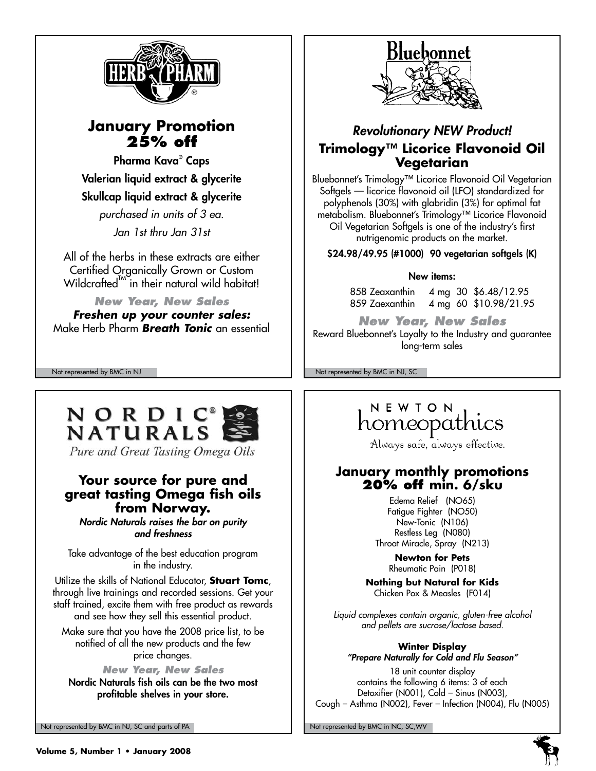# HERB PHARM

## January Promotion 25% off

**Pharma Kava® Caps**

**Valerian liquid extract & glycerite**

**Skullcap liquid extract & glycerite**

*purchased in units of 3 ea.*

*Jan 1st thru Jan 31st*

All of the herbs in these extracts are either Certified Organically Grown or Custom Wildcrafted™ in their natural wild habitat!

***New Year, New Sales***

***Freshen up your counter sales:***
Make Herb Pharm ***Breath Tonic*** an essential

Not represented by BMC in NJ

# Bluebonnet

## *Revolutionary NEW Product!*

## Trimology™ Licorice Flavonoid Oil Vegetarian

Bluebonnet's Trimology™ Licorice Flavonoid Oil Vegetarian Softgels — licorice flavonoid oil (LFO) standardized for polyphenols (30%) with glabridin (3%) for optimal fat metabolism. Bluebonnet's Trimology™ Licorice Flavonoid Oil Vegetarian Softgels is one of the industry's first nutrigenomic products on the market.

**$24.98/49.95 (#1000) 90 vegetarian softgels (K)**

**New items:**

| | | | | |
|---|---|---|---|---|
| 858 | Zeaxanthin | 4 mg | 30 | $6.48/12.95 |
| 859 | Zaexanthin | 4 mg | 60 | $10.98/21.95 |

***New Year, New Sales***

Reward Bluebonnet's Loyalty to the Industry and guarantee long-term sales

Not represented by BMC in NJ, SC

# NORDIC® NATURALS

*Pure and Great Tasting Omega Oils*

## Your source for pure and great tasting Omega fish oils from Norway.

***Nordic Naturals raises the bar on purity and freshness***

Take advantage of the best education program in the industry.

Utilize the skills of National Educator, **Stuart Tomc**, through live trainings and recorded sessions. Get your staff trained, excite them with free product as rewards and see how they sell this essential product.

Make sure that you have the 2008 price list, to be notified of all the new products and the few price changes.

***New Year, New Sales***

**Nordic Naturals fish oils can be the two most profitable shelves in your store.**

Not represented by BMC in NJ, SC and parts of PA

# NEWTON homeopathics

Always safe, always effective.

## January monthly promotions 20% off min. 6/sku

Edema Relief (NO65)
Fatigue Fighter (NO50)
New-Tonic (N106)
Restless Leg (N080)
Throat Miracle, Spray (N213)

**Newton for Pets**
Rheumatic Pain (P018)

**Nothing but Natural for Kids**
Chicken Pox & Measles (F014)

*Liquid complexes contain organic, gluten-free alcohol and pellets are sucrose/lactose based.*

**Winter Display**
***"Prepare Naturally for Cold and Flu Season"***

18 unit counter display contains the following 6 items: 3 of each Detoxifier (N001), Cold – Sinus (N003), Cough – Asthma (N002), Fever – Infection (N004), Flu (N005)

Not represented by BMC in NC, SC,WV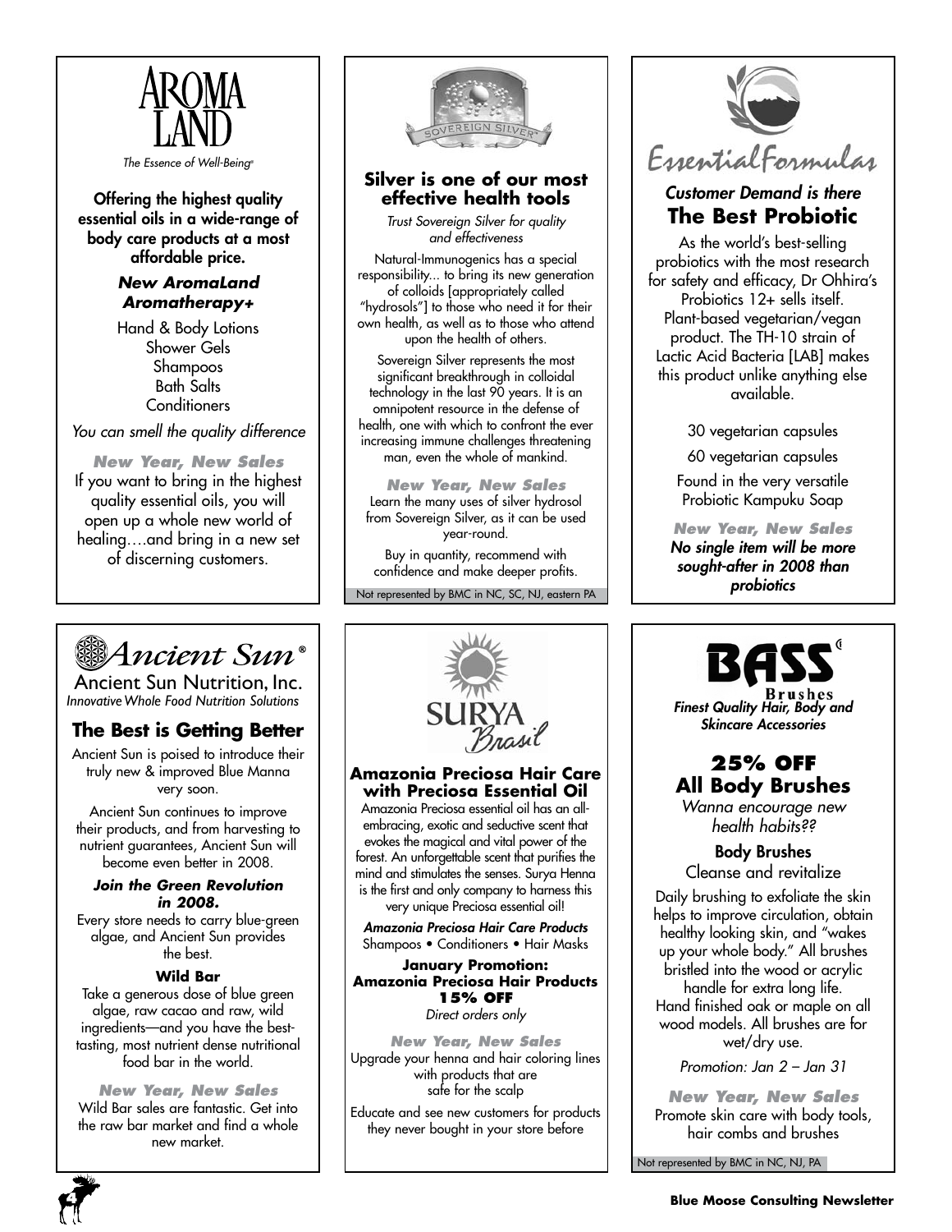## AROMA LAND

*The Essence of Well-Being®*

**Offering the highest quality essential oils in a wide-range of body care products at a most affordable price.**

***New AromaLand Aromatherapy+***

Hand & Body Lotions
Shower Gels
Shampoos
Bath Salts
Conditioners

*You can smell the quality difference*

***New Year, New Sales***

If you want to bring in the highest quality essential oils, you will open up a whole new world of healing….and bring in a new set of discerning customers.

## SOVEREIGN SILVER®

### Silver is one of our most effective health tools

*Trust Sovereign Silver for quality and effectiveness*

Natural-Immunogenics has a special responsibility... to bring its new generation of colloids [appropriately called "hydrosols"] to those who need it for their own health, as well as to those who attend upon the health of others.

Sovereign Silver represents the most significant breakthrough in colloidal technology in the last 90 years. It is an omnipotent resource in the defense of health, one with which to confront the ever increasing immune challenges threatening man, even the whole of mankind.

***New Year, New Sales***

Learn the many uses of silver hydrosol from Sovereign Silver, as it can be used year-round.

Buy in quantity, recommend with confidence and make deeper profits.

Not represented by BMC in NC, SC, NJ, eastern PA

## Essential Formulas

*Customer Demand is there*

### The Best Probiotic

As the world's best-selling probiotics with the most research for safety and efficacy, Dr Ohhira's Probiotics 12+ sells itself. Plant-based vegetarian/vegan product. The TH-10 strain of Lactic Acid Bacteria [LAB] makes this product unlike anything else available.

30 vegetarian capsules

60 vegetarian capsules

Found in the very versatile Probiotic Kampuku Soap

***New Year, New Sales***

***No single item will be more sought-after in 2008 than probiotics***

## Ancient Sun®

Ancient Sun Nutrition, Inc.
*Innovative Whole Food Nutrition Solutions*

### The Best is Getting Better

Ancient Sun is poised to introduce their truly new & improved Blue Manna very soon.

Ancient Sun continues to improve their products, and from harvesting to nutrient guarantees, Ancient Sun will become even better in 2008.

***Join the Green Revolution in 2008.***

Every store needs to carry blue-green algae, and Ancient Sun provides the best.

**Wild Bar**

Take a generous dose of blue green algae, raw cacao and raw, wild ingredients—and you have the best-tasting, most nutrient dense nutritional food bar in the world.

***New Year, New Sales***

Wild Bar sales are fantastic. Get into the raw bar market and find a whole new market.

## SURYA Brasil

### Amazonia Preciosa Hair Care with Preciosa Essential Oil

Amazonia Preciosa essential oil has an all-embracing, exotic and seductive scent that evokes the magical and vital power of the forest. An unforgettable scent that purifies the mind and stimulates the senses. Surya Henna is the first and only company to harness this very unique Preciosa essential oil!

***Amazonia Preciosa Hair Care Products***

Shampoos • Conditioners • Hair Masks

**January Promotion:**
**Amazonia Preciosa Hair Products**
**15% OFF**
*Direct orders only*

***New Year, New Sales***

Upgrade your henna and hair coloring lines with products that are safe for the scalp

Educate and see new customers for products they never bought in your store before

## BASS Brushes

***Finest Quality Hair, Body and Skincare Accessories***

### 25% OFF All Body Brushes

*Wanna encourage new health habits??*

**Body Brushes**

Cleanse and revitalize

Daily brushing to exfoliate the skin helps to improve circulation, obtain healthy looking skin, and "wakes up your whole body." All brushes bristled into the wood or acrylic handle for extra long life. Hand finished oak or maple on all wood models. All brushes are for wet/dry use.

*Promotion: Jan 2 – Jan 31*

***New Year, New Sales***

Promote skin care with body tools, hair combs and brushes

Not represented by BMC in NC, NJ, PA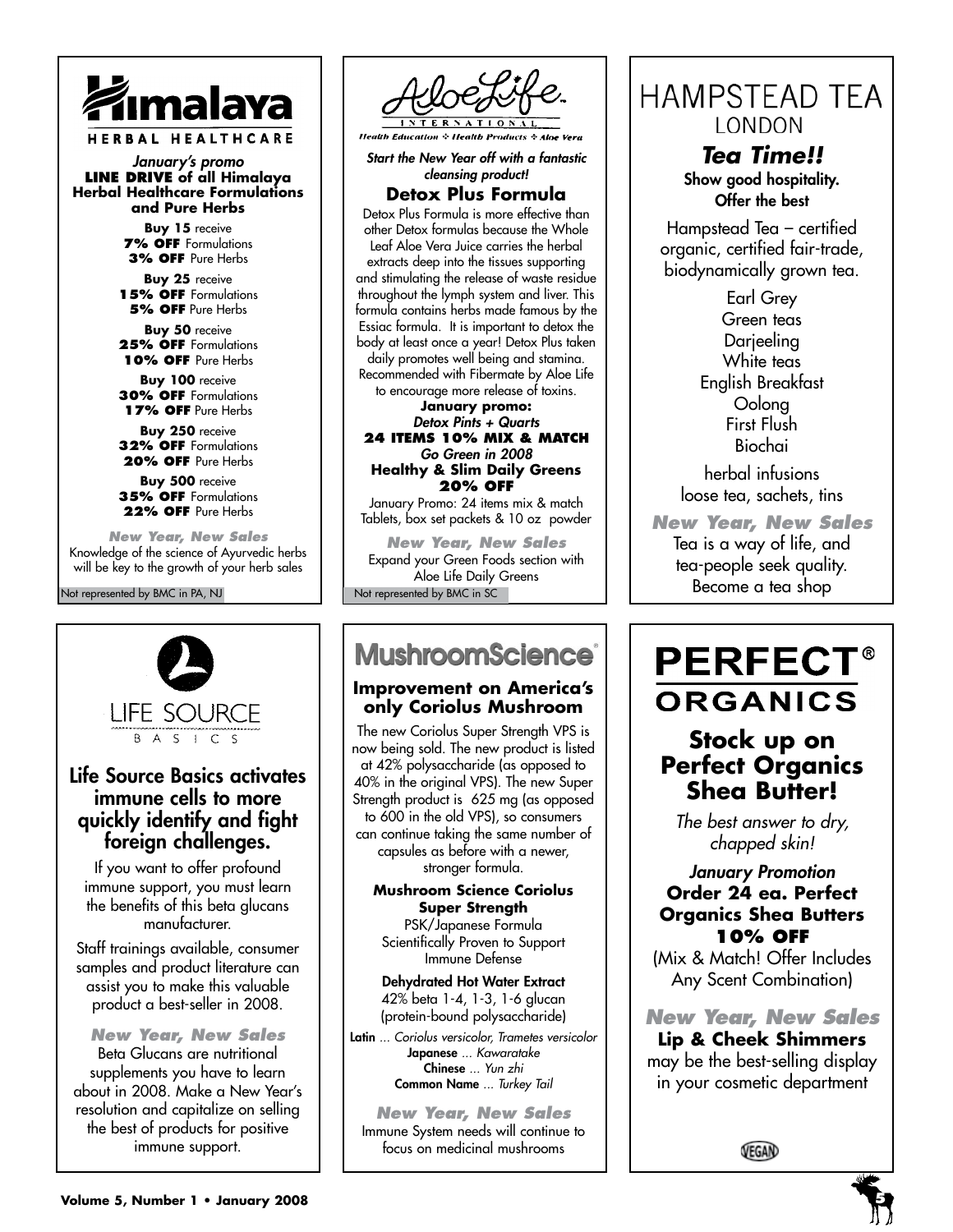# Himalaya

HERBAL HEALTHCARE

*January's promo*
**LINE DRIVE of all Himalaya Herbal Healthcare Formulations and Pure Herbs**

**Buy 15** receive
**7% OFF** Formulations
**3% OFF** Pure Herbs

**Buy 25** receive
**15% OFF** Formulations
**5% OFF** Pure Herbs

**Buy 50** receive
**25% OFF** Formulations
**10% OFF** Pure Herbs

**Buy 100** receive
**30% OFF** Formulations
**17% OFF** Pure Herbs

**Buy 250** receive
**32% OFF** Formulations
**20% OFF** Pure Herbs

**Buy 500** receive
**35% OFF** Formulations
**22% OFF** Pure Herbs

***New Year, New Sales***

Knowledge of the science of Ayurvedic herbs will be key to the growth of your herb sales

Not represented by BMC in PA, NJ

# AloeLife

INTERNATIONAL

Health Education ✣ Health Products ✣ Aloe Vera

***Start the New Year off with a fantastic cleansing product!***

## Detox Plus Formula

Detox Plus Formula is more effective than other Detox formulas because the Whole Leaf Aloe Vera Juice carries the herbal extracts deep into the tissues supporting and stimulating the release of waste residue throughout the lymph system and liver. This formula contains herbs made famous by the Essiac formula. It is important to detox the body at least once a year! Detox Plus taken daily promotes well being and stamina. Recommended with Fibermate by Aloe Life to encourage more release of toxins.

**January promo:**
***Detox Pints + Quarts***
**24 ITEMS 10% MIX & MATCH**
***Go Green in 2008***
**Healthy & Slim Daily Greens**
**20% OFF**

January Promo: 24 items mix & match Tablets, box set packets & 10 oz powder

***New Year, New Sales***

Expand your Green Foods section with Aloe Life Daily Greens

Not represented by BMC in SC

# HAMPSTEAD TEA
LONDON

## *Tea Time!!*

**Show good hospitality. Offer the best**

Hampstead Tea – certified organic, certified fair-trade, biodynamically grown tea.

Earl Grey
Green teas
Darjeeling
White teas
English Breakfast
Oolong
First Flush
Biochai

herbal infusions
loose tea, sachets, tins

***New Year, New Sales***

Tea is a way of life, and tea-people seek quality. Become a tea shop

# LIFE SOURCE BASICS

## Life Source Basics activates immune cells to more quickly identify and fight foreign challenges.

If you want to offer profound immune support, you must learn the benefits of this beta glucans manufacturer.

Staff trainings available, consumer samples and product literature can assist you to make this valuable product a best-seller in 2008.

***New Year, New Sales***

Beta Glucans are nutritional supplements you have to learn about in 2008. Make a New Year's resolution and capitalize on selling the best of products for positive immune support.

# MushroomScience®

## Improvement on America's only Coriolus Mushroom

The new Coriolus Super Strength VPS is now being sold. The new product is listed at 42% polysaccharide (as opposed to 40% in the original VPS). The new Super Strength product is 625 mg (as opposed to 600 in the old VPS), so consumers can continue taking the same number of capsules as before with a newer, stronger formula.

**Mushroom Science Coriolus Super Strength**
PSK/Japanese Formula
Scientifically Proven to Support Immune Defense

**Dehydrated Hot Water Extract**
42% beta 1-4, 1-3, 1-6 glucan (protein-bound polysaccharide)

**Latin** ... *Coriolus versicolor, Trametes versicolor*
**Japanese** ... *Kawaratake*
**Chinese** ... *Yun zhi*
**Common Name** ... *Turkey Tail*

***New Year, New Sales***

Immune System needs will continue to focus on medicinal mushrooms

# PERFECT® ORGANICS

## Stock up on Perfect Organics Shea Butter!

*The best answer to dry, chapped skin!*

***January Promotion***
**Order 24 ea. Perfect Organics Shea Butters**
**10% OFF**
(Mix & Match! Offer Includes Any Scent Combination)

***New Year, New Sales***

**Lip & Cheek Shimmers** may be the best-selling display in your cosmetic department

VEGAN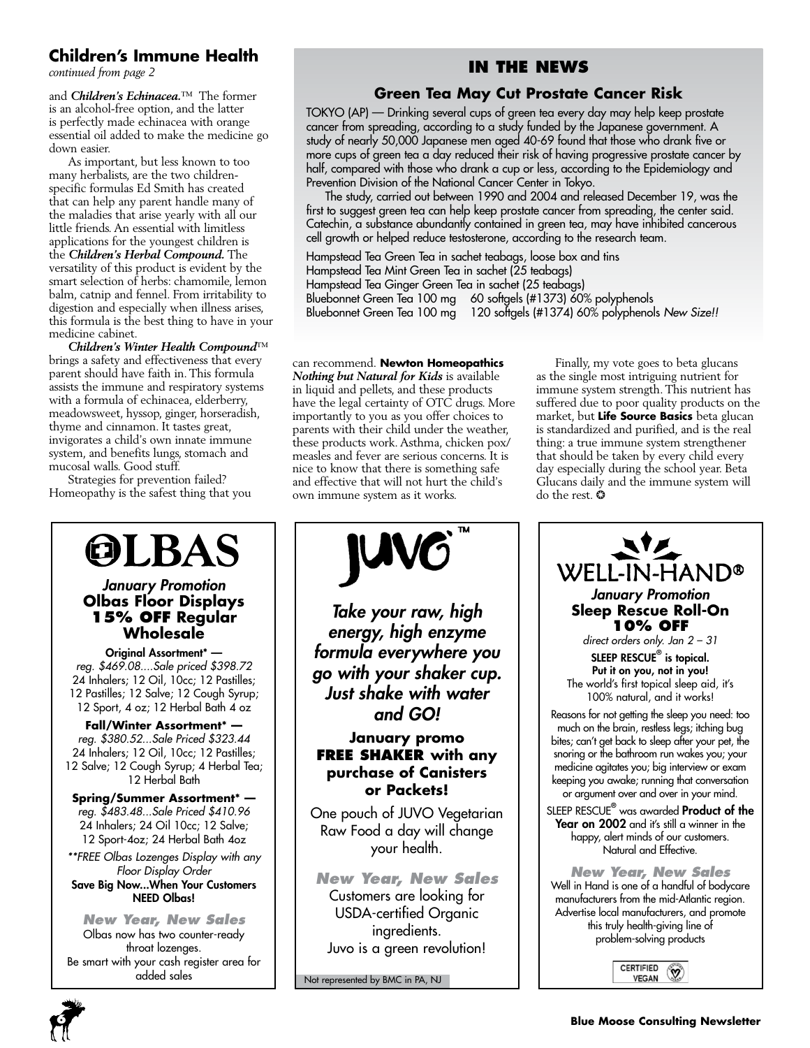## Children's Immune Health

*continued from page 2*

and ***Children's Echinacea.***™ The former is an alcohol-free option, and the latter is perfectly made echinacea with orange essential oil added to make the medicine go down easier.

As important, but less known to too many herbalists, are the two children-specific formulas Ed Smith has created that can help any parent handle many of the maladies that arise yearly with all our little friends. An essential with limitless applications for the youngest children is the ***Children's Herbal Compound.*** The versatility of this product is evident by the smart selection of herbs: chamomile, lemon balm, catnip and fennel. From irritability to digestion and especially when illness arises, this formula is the best thing to have in your medicine cabinet.

***Children's Winter Health Compound***™ brings a safety and effectiveness that every parent should have faith in. This formula assists the immune and respiratory systems with a formula of echinacea, elderberry, meadowsweet, hyssop, ginger, horseradish, thyme and cinnamon. It tastes great, invigorates a child's own innate immune system, and benefits lungs, stomach and mucosal walls. Good stuff.

Strategies for prevention failed? Homeopathy is the safest thing that you can recommend. **Newton Homeopathics** ***Nothing but Natural for Kids*** is available in liquid and pellets, and these products have the legal certainty of OTC drugs. More importantly to you as you offer choices to parents with their child under the weather, these products work. Asthma, chicken pox/measles and fever are serious concerns. It is nice to know that there is something safe and effective that will not hurt the child's own immune system as it works.

Finally, my vote goes to beta glucans as the single most intriguing nutrient for immune system strength. This nutrient has suffered due to poor quality products on the market, but **Life Source Basics** beta glucan is standardized and purified, and is the real thing: a true immune system strengthener that should be taken by every child every day especially during the school year. Beta Glucans daily and the immune system will do the rest. ✪

## IN THE NEWS

### Green Tea May Cut Prostate Cancer Risk

TOKYO (AP) — Drinking several cups of green tea every day may help keep prostate cancer from spreading, according to a study funded by the Japanese government. A study of nearly 50,000 Japanese men aged 40-69 found that those who drank five or more cups of green tea a day reduced their risk of having progressive prostate cancer by half, compared with those who drank a cup or less, according to the Epidemiology and Prevention Division of the National Cancer Center in Tokyo.

The study, carried out between 1990 and 2004 and released December 19, was the first to suggest green tea can help keep prostate cancer from spreading, the center said. Catechin, a substance abundantly contained in green tea, may have inhibited cancerous cell growth or helped reduce testosterone, according to the research team.

Hampstead Tea Green Tea in sachet teabags, loose box and tins
Hampstead Tea Mint Green Tea in sachet (25 teabags)
Hampstead Tea Ginger Green Tea in sachet (25 teabags)
Bluebonnet Green Tea 100 mg 60 softgels (#1373) 60% polyphenols
Bluebonnet Green Tea 100 mg 120 softgels (#1374) 60% polyphenols *New Size!!*

---

## OLBAS

*January Promotion*

**Olbas Floor Displays 15% OFF Regular Wholesale**

**Original Assortment\* —**
*reg. $469.08....Sale priced $398.72*
24 Inhalers; 12 Oil, 10cc; 12 Pastilles; 12 Pastilles; 12 Salve; 12 Cough Syrup; 12 Sport, 4 oz; 12 Herbal Bath 4 oz

**Fall/Winter Assortment\* —**
*reg. $380.52...Sale Priced $323.44*
24 Inhalers; 12 Oil, 10cc; 12 Pastilles; 12 Salve; 12 Cough Syrup; 4 Herbal Tea; 12 Herbal Bath

**Spring/Summer Assortment\* —**
*reg. $483.48...Sale Priced $410.96*
24 Inhalers; 24 Oil 10cc; 12 Salve; 12 Sport-4oz; 24 Herbal Bath 4oz

*\*\*FREE Olbas Lozenges Display with any Floor Display Order*

**Save Big Now...When Your Customers NEED Olbas!**

***New Year, New Sales***

Olbas now has two counter-ready throat lozenges.
Be smart with your cash register area for added sales

---

## JUVO™

***Take your raw, high energy, high enzyme formula everywhere you go with your shaker cup. Just shake with water and GO!***

**January promo FREE SHAKER with any purchase of Canisters or Packets!**

One pouch of JUVO Vegetarian Raw Food a day will change your health.

***New Year, New Sales***

Customers are looking for USDA-certified Organic ingredients.
Juvo is a green revolution!

Not represented by BMC in PA, NJ

---

## WELL-IN-HAND®

*January Promotion*

**Sleep Rescue Roll-On 10% OFF**

*direct orders only. Jan 2 – 31*

**SLEEP RESCUE® is topical. Put it on you, not in you!**
The world's first topical sleep aid, it's 100% natural, and it works!

Reasons for not getting the sleep you need: too much on the brain, restless legs; itching bug bites; can't get back to sleep after your pet, the snoring or the bathroom run wakes you; your medicine agitates you; big interview or exam keeping you awake; running that conversation or argument over and over in your mind.

SLEEP RESCUE® was awarded **Product of the Year on 2002** and it's still a winner in the happy, alert minds of our customers. Natural and Effective.

***New Year, New Sales***

Well in Hand is one of a handful of bodycare manufacturers from the mid-Atlantic region. Advertise local manufacturers, and promote this truly health-giving line of problem-solving products

CERTIFIED VEGAN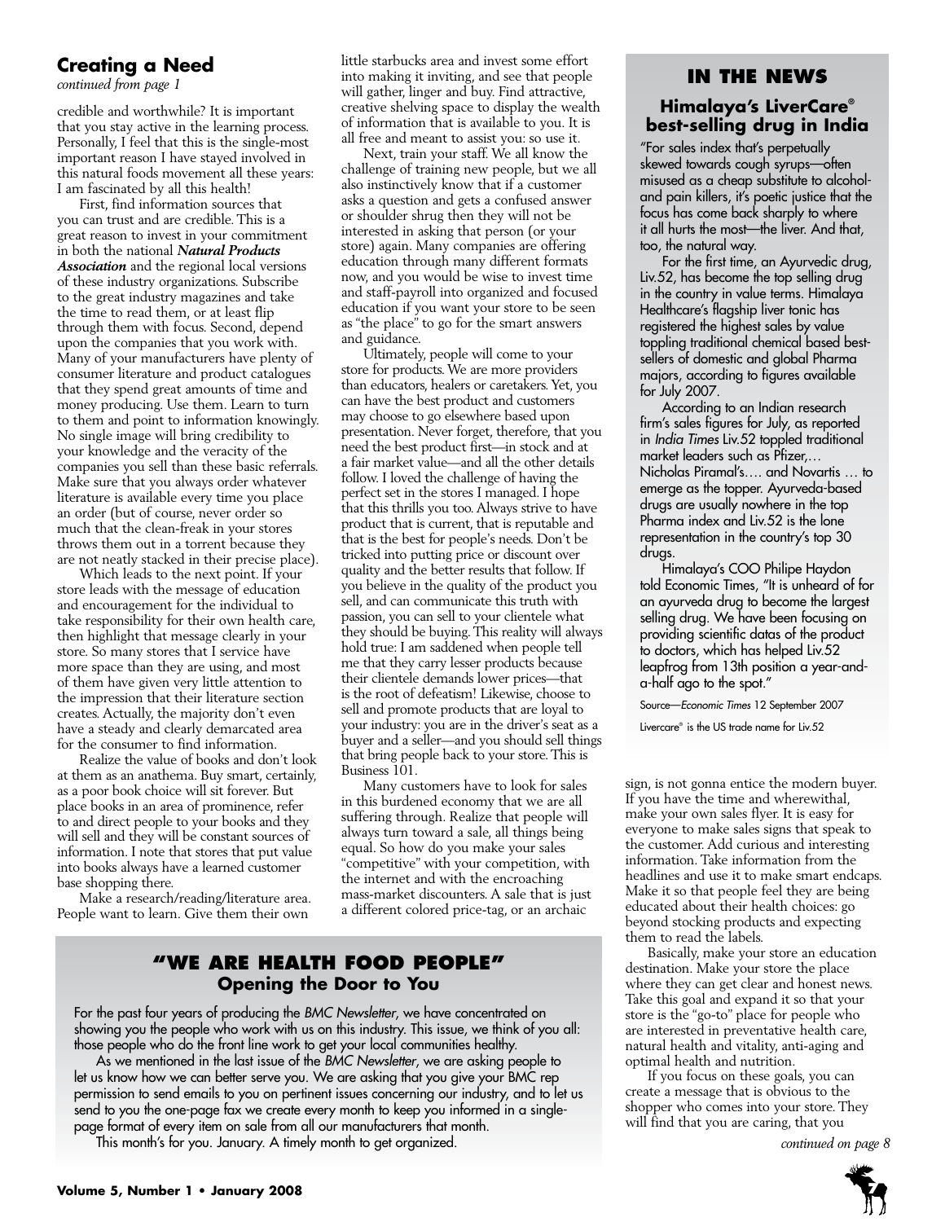## Creating a Need

*continued from page 1*

credible and worthwhile? It is important that you stay active in the learning process. Personally, I feel that this is the single-most important reason I have stayed involved in this natural foods movement all these years: I am fascinated by all this health!

First, find information sources that you can trust and are credible. This is a great reason to invest in your commitment in both the national ***Natural Products Association*** and the regional local versions of these industry organizations. Subscribe to the great industry magazines and take the time to read them, or at least flip through them with focus. Second, depend upon the companies that you work with. Many of your manufacturers have plenty of consumer literature and product catalogues that they spend great amounts of time and money producing. Use them. Learn to turn to them and point to information knowingly. No single image will bring credibility to your knowledge and the veracity of the companies you sell than these basic referrals. Make sure that you always order whatever literature is available every time you place an order (but of course, never order so much that the clean-freak in your stores throws them out in a torrent because they are not neatly stacked in their precise place).

Which leads to the next point. If your store leads with the message of education and encouragement for the individual to take responsibility for their own health care, then highlight that message clearly in your store. So many stores that I service have more space than they are using, and most of them have given very little attention to the impression that their literature section creates. Actually, the majority don't even have a steady and clearly demarcated area for the consumer to find information.

Realize the value of books and don't look at them as an anathema. Buy smart, certainly, as a poor book choice will sit forever. But place books in an area of prominence, refer to and direct people to your books and they will sell and they will be constant sources of information. I note that stores that put value into books always have a learned customer base shopping there.

Make a research/reading/literature area. People want to learn. Give them their own little starbucks area and invest some effort into making it inviting, and see that people will gather, linger and buy. Find attractive, creative shelving space to display the wealth of information that is available to you. It is all free and meant to assist you: so use it.

Next, train your staff. We all know the challenge of training new people, but we all also instinctively know that if a customer asks a question and gets a confused answer or shoulder shrug then they will not be interested in asking that person (or your store) again. Many companies are offering education through many different formats now, and you would be wise to invest time and staff-payroll into organized and focused education if you want your store to be seen as "the place" to go for the smart answers and guidance.

Ultimately, people will come to your store for products. We are more providers than educators, healers or caretakers. Yet, you can have the best product and customers may choose to go elsewhere based upon presentation. Never forget, therefore, that you need the best product first—in stock and at a fair market value—and all the other details follow. I loved the challenge of having the perfect set in the stores I managed. I hope that this thrills you too. Always strive to have product that is current, that is reputable and that is the best for people's needs. Don't be tricked into putting price or discount over quality and the better results that follow. If you believe in the quality of the product you sell, and can communicate this truth with passion, you can sell to your clientele what they should be buying. This reality will always hold true: I am saddened when people tell me that they carry lesser products because their clientele demands lower prices—that is the root of defeatism! Likewise, choose to sell and promote products that are loyal to your industry: you are in the driver's seat as a buyer and a seller—and you should sell things that bring people back to your store. This is Business 101.

Many customers have to look for sales in this burdened economy that we are all suffering through. Realize that people will always turn toward a sale, all things being equal. So how do you make your sales "competitive" with your competition, with the internet and with the encroaching mass-market discounters. A sale that is just a different colored price-tag, or an archaic sign, is not gonna entice the modern buyer. If you have the time and wherewithal, make your own sales flyer. It is easy for everyone to make sales signs that speak to the customer. Add curious and interesting information. Take information from the headlines and use it to make smart endcaps. Make it so that people feel they are being educated about their health choices: go beyond stocking products and expecting them to read the labels.

Basically, make your store an education destination. Make your store the place where they can get clear and honest news. Take this goal and expand it so that your store is the "go-to" place for people who are interested in preventative health care, natural health and vitality, anti-aging and optimal health and nutrition.

If you focus on these goals, you can create a message that is obvious to the shopper who comes into your store. They will find that you are caring, that you

*continued on page 8*

## In the News

### Himalaya's LiverCare® best-selling drug in India

"For sales index that's perpetually skewed towards cough syrups—often misused as a cheap substitute to alcohol- and pain killers, it's poetic justice that the focus has come back sharply to where it all hurts the most—the liver. And that, too, the natural way.

For the first time, an Ayurvedic drug, Liv.52, has become the top selling drug in the country in value terms. Himalaya Healthcare's flagship liver tonic has registered the highest sales by value toppling traditional chemical based best-sellers of domestic and global Pharma majors, according to figures available for July 2007.

According to an Indian research firm's sales figures for July, as reported in *India Times* Liv.52 toppled traditional market leaders such as Pfizer,… Nicholas Piramal's…. and Novartis … to emerge as the topper. Ayurveda-based drugs are usually nowhere in the top Pharma index and Liv.52 is the lone representation in the country's top 30 drugs.

Himalaya's COO Philipe Haydon told Economic Times, "It is unheard of for an ayurveda drug to become the largest selling drug. We have been focusing on providing scientific datas of the product to doctors, which has helped Liv.52 leapfrog from 13th position a year-and-a-half ago to the spot."

Source—*Economic Times* 12 September 2007

Livercare® is the US trade name for Liv.52

## "We Are Health Food People"

### Opening the Door to You

For the past four years of producing the *BMC Newsletter*, we have concentrated on showing you the people who work with us on this industry. This issue, we think of you all: those people who do the front line work to get your local communities healthy.

As we mentioned in the last issue of the *BMC Newsletter*, we are asking people to let us know how we can better serve you. We are asking that you give your BMC rep permission to send emails to you on pertinent issues concerning our industry, and to let us send to you the one-page fax we create every month to keep you informed in a single-page format of every item on sale from all our manufacturers that month.

This month's for you. January. A timely month to get organized.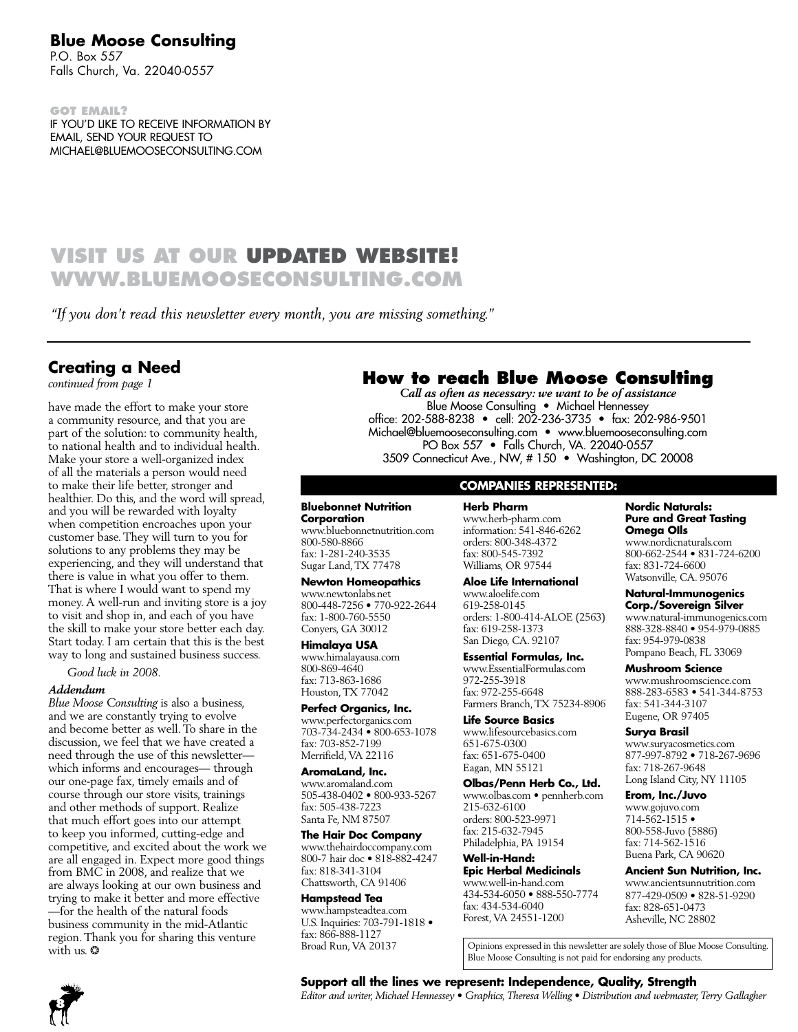## Blue Moose Consulting

P.O. Box 557
Falls Church, Va. 22040-0557

**GOT EMAIL?**
IF YOU'D LIKE TO RECEIVE INFORMATION BY EMAIL, SEND YOUR REQUEST TO MICHAEL@BLUEMOOSECONSULTING.COM

## VISIT US AT OUR UPDATED WEBSITE! WWW.BLUEMOOSECONSULTING.COM

*"If you don't read this newsletter every month, you are missing something."*

## Creating a Need

*continued from page 1*

have made the effort to make your store a community resource, and that you are part of the solution: to community health, to national health and to individual health. Make your store a well-organized index of all the materials a person would need to make their life better, stronger and healthier. Do this, and the word will spread, and you will be rewarded with loyalty when competition encroaches upon your customer base. They will turn to you for solutions to any problems they may be experiencing, and they will understand that there is value in what you offer to them. That is where I would want to spend my money. A well-run and inviting store is a joy to visit and shop in, and each of you have the skill to make your store better each day. Start today. I am certain that this is the best way to long and sustained business success.

*Good luck in 2008.*

***Addendum***

*Blue Moose Consulting* is also a business, and we are constantly trying to evolve and become better as well. To share in the discussion, we feel that we have created a need through the use of this newsletter—which informs and encourages— through our one-page fax, timely emails and of course through our store visits, trainings and other methods of support. Realize that much effort goes into our attempt to keep you informed, cutting-edge and competitive, and excited about the work we are all engaged in. Expect more good things from BMC in 2008, and realize that we are always looking at our own business and trying to make it better and more effective —for the health of the natural foods business community in the mid-Atlantic region. Thank you for sharing this venture with us. ✪

## How to reach Blue Moose Consulting

***Call as often as necessary: we want to be of assistance***
Blue Moose Consulting • Michael Hennessey
office: 202-588-8238 • cell: 202-236-3735 • fax: 202-986-9501
Michael@bluemooseconsulting.com • www.bluemooseconsulting.com
PO Box 557 • Falls Church, VA. 22040-0557
3509 Connecticut Ave., NW, # 150 • Washington, DC 20008

### COMPANIES REPRESENTED:

**Bluebonnet Nutrition Corporation**
www.bluebonnetnutrition.com
800-580-8866
fax: 1-281-240-3535
Sugar Land, TX 77478

**Newton Homeopathics**
www.newtonlabs.net
800-448-7256 • 770-922-2644
fax: 1-800-760-5550
Conyers, GA 30012

**Himalaya USA**
www.himalayausa.com
800-869-4640
fax: 713-863-1686
Houston, TX 77042

**Perfect Organics, Inc.**
www.perfectorganics.com
703-734-2434 • 800-653-1078
fax: 703-852-7199
Merrifield, VA 22116

**AromaLand, Inc.**
www.aromaland.com
505-438-0402 • 800-933-5267
fax: 505-438-7223
Santa Fe, NM 87507

**The Hair Doc Company**
www.thehairdoccompany.com
800-7 hair doc • 818-882-4247
fax: 818-341-3104
Chattsworth, CA 91406

**Hampstead Tea**
www.hampsteadtea.com
U.S. Inquiries: 703-791-1818 •
fax: 866-888-1127
Broad Run, VA 20137

**Herb Pharm**
www.herb-pharm.com
information: 541-846-6262
orders: 800-348-4372
fax: 800-545-7392
Williams, OR 97544

**Aloe Life International**
www.aloelife.com
619-258-0145
orders: 1-800-414-ALOE (2563)
fax: 619-258-1373
San Diego, CA. 92107

**Essential Formulas, Inc.**
www.EssentialFormulas.com
972-255-3918
fax: 972-255-6648
Farmers Branch, TX 75234-8906

**Life Source Basics**
www.lifesourcebasics.com
651-675-0300
fax: 651-675-0400
Eagan, MN 55121

**Olbas/Penn Herb Co., Ltd.**
www.olbas.com • pennherb.com
215-632-6100
orders: 800-523-9971
fax: 215-632-7945
Philadelphia, PA 19154

**Well-in-Hand: Epic Herbal Medicinals**
www.well-in-hand.com
434-534-6050 • 888-550-7774
fax: 434-534-6040
Forest, VA 24551-1200

**Nordic Naturals: Pure and Great Tasting Omega Oils**
www.nordicnaturals.com
800-662-2544 • 831-724-6200
fax: 831-724-6600
Watsonville, CA. 95076

**Natural-Immunogenics Corp./Sovereign Silver**
www.natural-immunogenics.com
888-328-8840 • 954-979-0885
fax: 954-979-0838
Pompano Beach, FL 33069

**Mushroom Science**
www.mushroomscience.com
888-283-6583 • 541-344-8753
fax: 541-344-3107
Eugene, OR 97405

**Surya Brasil**
www.suryacosmetics.com
877-997-8792 • 718-267-9696
fax: 718-267-9648
Long Island City, NY 11105

**Erom, Inc./Juvo**
www.gojuvo.com
714-562-1515 •
800-558-Juvo (5886)
fax: 714-562-1516
Buena Park, CA 90620

**Ancient Sun Nutrition, Inc.**
www.ancientsunnutrition.com
877-429-0509 • 828-51-9290
fax: 828-651-0473
Asheville, NC 28802

Opinions expressed in this newsletter are solely those of Blue Moose Consulting. Blue Moose Consulting is not paid for endorsing any products.

**Support all the lines we represent: Independence, Quality, Strength**
*Editor and writer, Michael Hennessey • Graphics, Theresa Welling • Distribution and webmaster, Terry Gallagher*